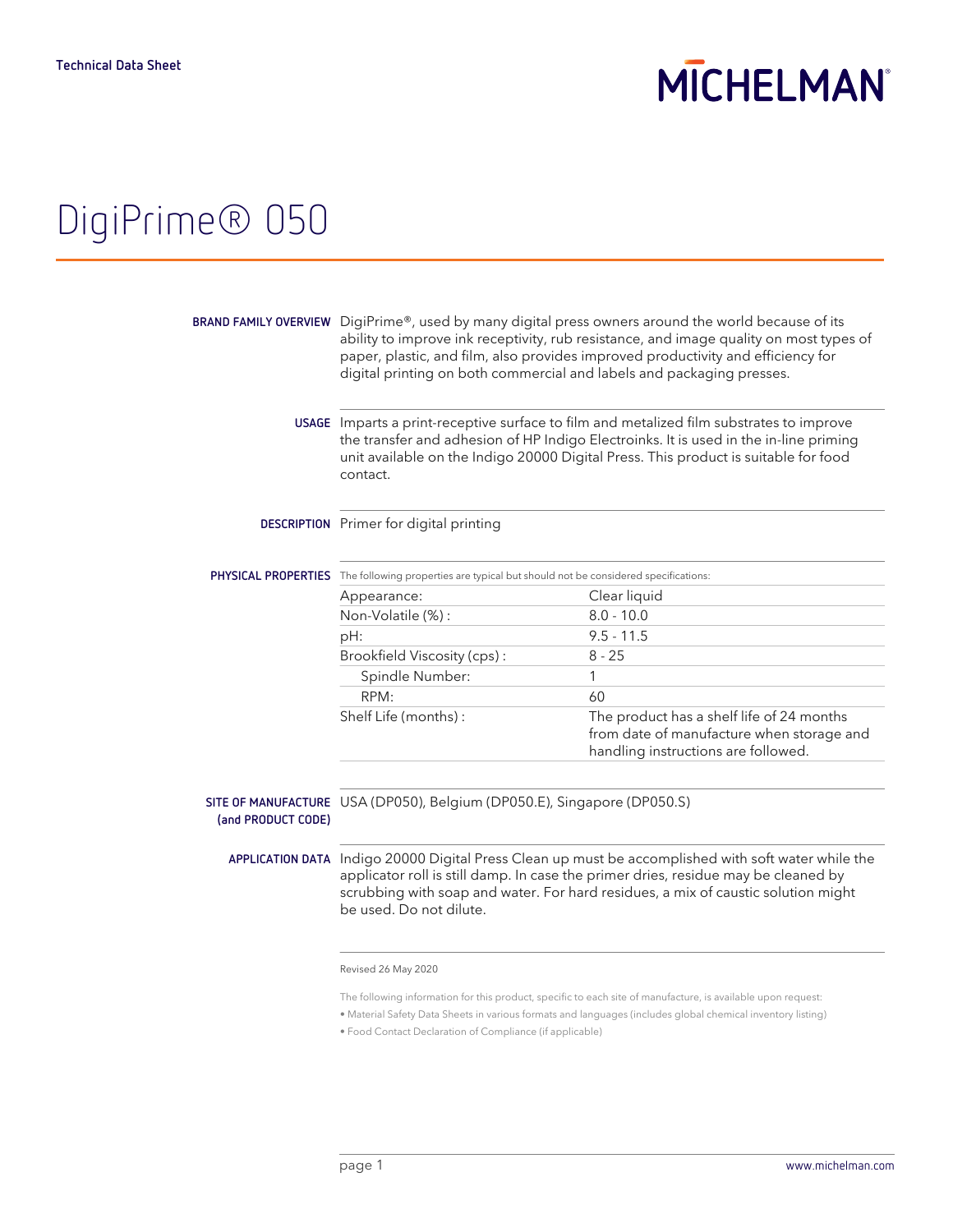Technical Data Sheet

MICHELMAN®

# DigiPrime® 050

**BRAND FAMILY OVERVIEW** DigiPrime®, used by many digital press owners around the world because of its ability to improve ink receptivity, rub resistance, and image quality on most types of paper, plastic, and film, also provides improved productivity and efficiency for digital printing on both commercial and labels and packaging presses.

**USAGE** Imparts a print-receptive surface to film and metalized film substrates to improve the transfer and adhesion of HP Indigo Electroinks. It is used in the in-line priming unit available on the Indigo 20000 Digital Press. This product is suitable for food contact.

**DESCRIPTION** Primer for digital printing

**PHYSICAL PROPERTIES** The following properties are typical but should not be considered specifications:

| | |
|---|---|
| Appearance: | Clear liquid |
| Non-Volatile (%) : | 8.0 - 10.0 |
| pH: | 9.5 - 11.5 |
| Brookfield Viscosity (cps) : | 8 - 25 |
| Spindle Number: | 1 |
| RPM: | 60 |
| Shelf Life (months) : | The product has a shelf life of 24 months from date of manufacture when storage and handling instructions are followed. |

**SITE OF MANUFACTURE (and PRODUCT CODE)** USA (DP050), Belgium (DP050.E), Singapore (DP050.S)

**APPLICATION DATA** Indigo 20000 Digital Press Clean up must be accomplished with soft water while the applicator roll is still damp. In case the primer dries, residue may be cleaned by scrubbing with soap and water. For hard residues, a mix of caustic solution might be used. Do not dilute.

Revised 26 May 2020

The following information for this product, specific to each site of manufacture, is available upon request:

- Material Safety Data Sheets in various formats and languages (includes global chemical inventory listing)
- Food Contact Declaration of Compliance (if applicable)

www.michelman.com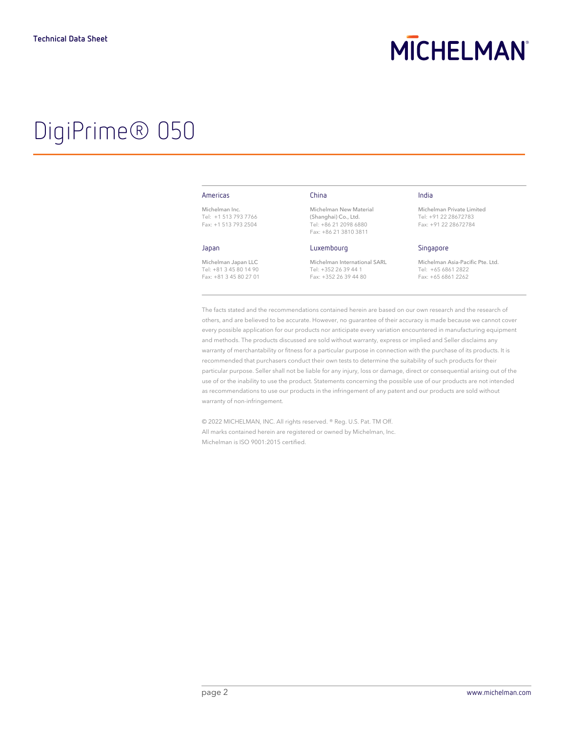# DigiPrime® 050

### Americas

Michelman Inc.
Tel: +1 513 793 7766
Fax: +1 513 793 2504

### China

Michelman New Material (Shanghai) Co., Ltd.
Tel: +86 21 2098 6880
Fax: +86 21 3810 3811

### India

Michelman Private Limited
Tel: +91 22 28672783
Fax: +91 22 28672784

### Japan

Michelman Japan LLC
Tel: +81 3 45 80 14 90
Fax: +81 3 45 80 27 01

### Luxembourg

Michelman International SARL
Tel: +352 26 39 44 1
Fax: +352 26 39 44 80

### Singapore

Michelman Asia-Pacific Pte. Ltd.
Tel: +65 6861 2822
Fax: +65 6861 2262

The facts stated and the recommendations contained herein are based on our own research and the research of others, and are believed to be accurate. However, no guarantee of their accuracy is made because we cannot cover every possible application for our products nor anticipate every variation encountered in manufacturing equipment and methods. The products discussed are sold without warranty, express or implied and Seller disclaims any warranty of merchantability or fitness for a particular purpose in connection with the purchase of its products. It is recommended that purchasers conduct their own tests to determine the suitability of such products for their particular purpose. Seller shall not be liable for any injury, loss or damage, direct or consequential arising out of the use of or the inability to use the product. Statements concerning the possible use of our products are not intended as recommendations to use our products in the infringement of any patent and our products are sold without warranty of non-infringement.

© 2022 MICHELMAN, INC. All rights reserved. ® Reg. U.S. Pat. TM Off.
All marks contained herein are registered or owned by Michelman, Inc.
Michelman is ISO 9001:2015 certified.